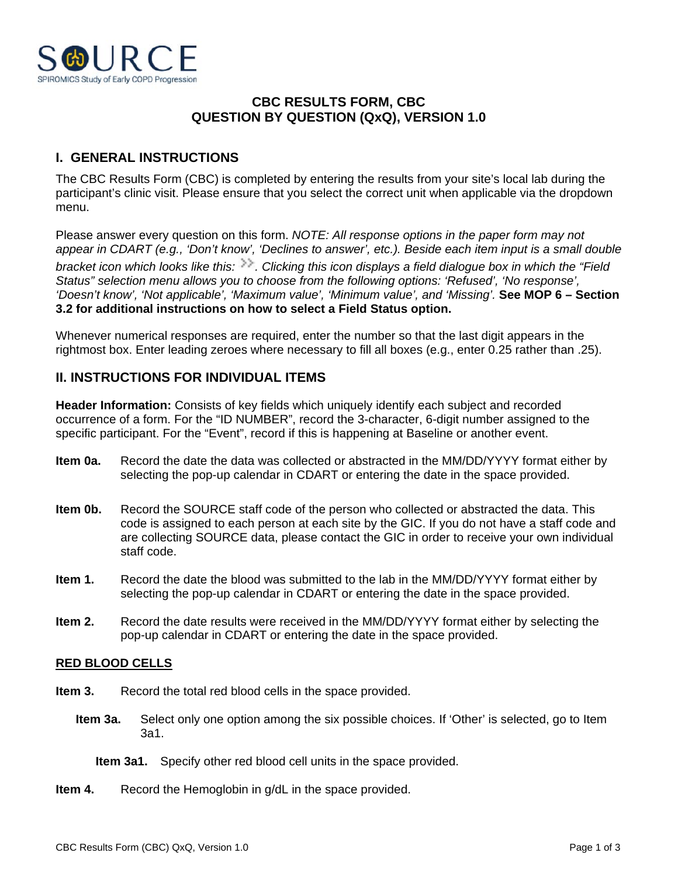**CBC RESULTS FORM, CBC**
**QUESTION BY QUESTION (QxQ), VERSION 1.0**

## I. GENERAL INSTRUCTIONS

The CBC Results Form (CBC) is completed by entering the results from your site's local lab during the participant's clinic visit. Please ensure that you select the correct unit when applicable via the dropdown menu.

Please answer every question on this form. *NOTE: All response options in the paper form may not appear in CDART (e.g., 'Don't know', 'Declines to answer', etc.). Beside each item input is a small double bracket icon which looks like this: >>. Clicking this icon displays a field dialogue box in which the "Field Status" selection menu allows you to choose from the following options: 'Refused', 'No response', 'Doesn't know', 'Not applicable', 'Maximum value', 'Minimum value', and 'Missing'.* **See MOP 6 – Section 3.2 for additional instructions on how to select a Field Status option.**

Whenever numerical responses are required, enter the number so that the last digit appears in the rightmost box. Enter leading zeroes where necessary to fill all boxes (e.g., enter 0.25 rather than .25).

## II. INSTRUCTIONS FOR INDIVIDUAL ITEMS

**Header Information:** Consists of key fields which uniquely identify each subject and recorded occurrence of a form. For the "ID NUMBER", record the 3-character, 6-digit number assigned to the specific participant. For the "Event", record if this is happening at Baseline or another event.

**Item 0a.** Record the date the data was collected or abstracted in the MM/DD/YYYY format either by selecting the pop-up calendar in CDART or entering the date in the space provided.

**Item 0b.** Record the SOURCE staff code of the person who collected or abstracted the data. This code is assigned to each person at each site by the GIC. If you do not have a staff code and are collecting SOURCE data, please contact the GIC in order to receive your own individual staff code.

**Item 1.** Record the date the blood was submitted to the lab in the MM/DD/YYYY format either by selecting the pop-up calendar in CDART or entering the date in the space provided.

**Item 2.** Record the date results were received in the MM/DD/YYYY format either by selecting the pop-up calendar in CDART or entering the date in the space provided.

**RED BLOOD CELLS**

**Item 3.** Record the total red blood cells in the space provided.

- **Item 3a.** Select only one option among the six possible choices. If 'Other' is selected, go to Item 3a1.
  - **Item 3a1.** Specify other red blood cell units in the space provided.

**Item 4.** Record the Hemoglobin in g/dL in the space provided.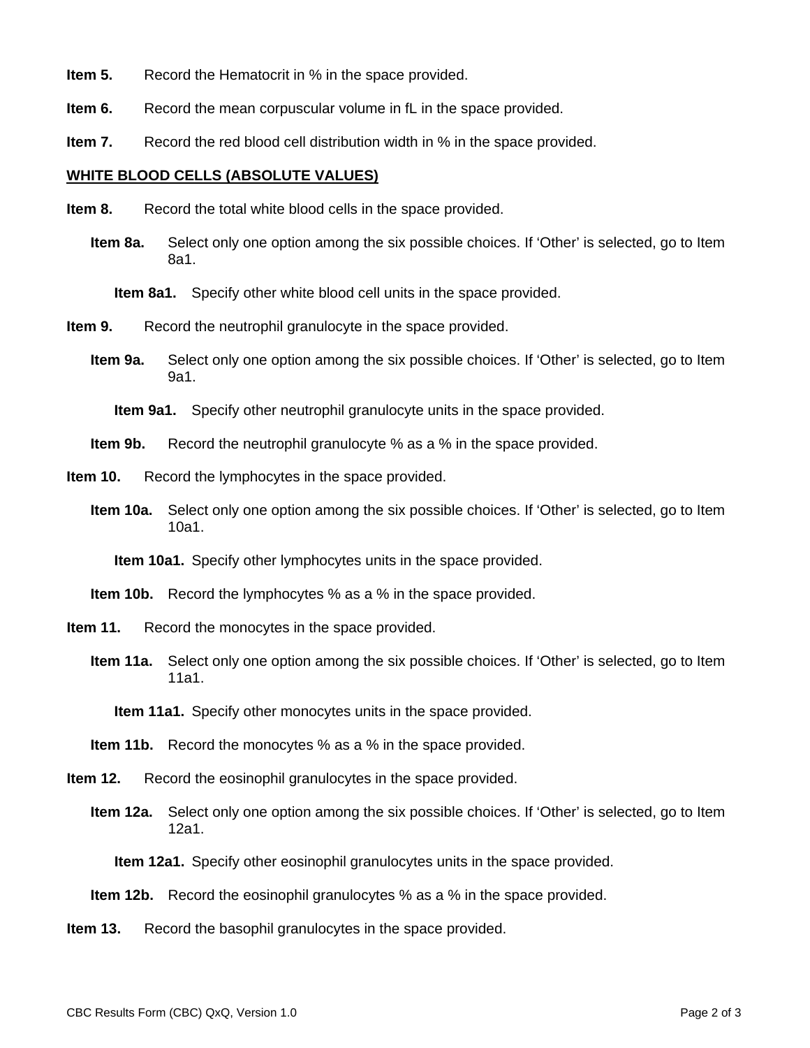**Item 5.** Record the Hematocrit in % in the space provided.

**Item 6.** Record the mean corpuscular volume in fL in the space provided.

**Item 7.** Record the red blood cell distribution width in % in the space provided.

## WHITE BLOOD CELLS (ABSOLUTE VALUES)

**Item 8.** Record the total white blood cells in the space provided.

- **Item 8a.** Select only one option among the six possible choices. If ‘Other’ is selected, go to Item 8a1.

  - **Item 8a1.** Specify other white blood cell units in the space provided.

**Item 9.** Record the neutrophil granulocyte in the space provided.

- **Item 9a.** Select only one option among the six possible choices. If ‘Other’ is selected, go to Item 9a1.

  - **Item 9a1.** Specify other neutrophil granulocyte units in the space provided.

- **Item 9b.** Record the neutrophil granulocyte % as a % in the space provided.

**Item 10.** Record the lymphocytes in the space provided.

- **Item 10a.** Select only one option among the six possible choices. If ‘Other’ is selected, go to Item 10a1.

  - **Item 10a1.** Specify other lymphocytes units in the space provided.

- **Item 10b.** Record the lymphocytes % as a % in the space provided.

**Item 11.** Record the monocytes in the space provided.

- **Item 11a.** Select only one option among the six possible choices. If ‘Other’ is selected, go to Item 11a1.

  - **Item 11a1.** Specify other monocytes units in the space provided.

- **Item 11b.** Record the monocytes % as a % in the space provided.

**Item 12.** Record the eosinophil granulocytes in the space provided.

- **Item 12a.** Select only one option among the six possible choices. If ‘Other’ is selected, go to Item 12a1.

  - **Item 12a1.** Specify other eosinophil granulocytes units in the space provided.

- **Item 12b.** Record the eosinophil granulocytes % as a % in the space provided.

**Item 13.** Record the basophil granulocytes in the space provided.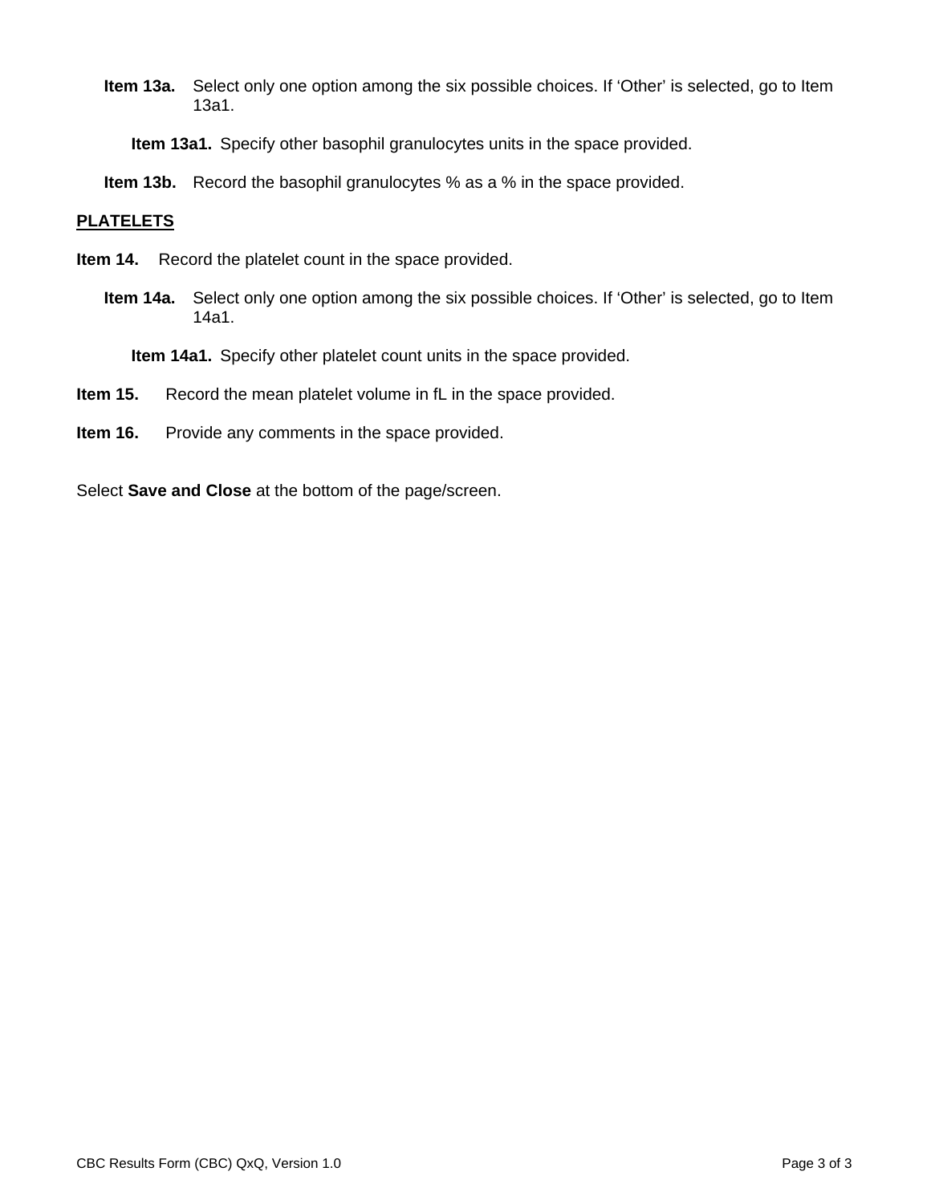**Item 13a.** Select only one option among the six possible choices. If 'Other' is selected, go to Item 13a1.

**Item 13a1.** Specify other basophil granulocytes units in the space provided.

**Item 13b.** Record the basophil granulocytes % as a % in the space provided.

**PLATELETS**

**Item 14.** Record the platelet count in the space provided.

**Item 14a.** Select only one option among the six possible choices. If 'Other' is selected, go to Item 14a1.

**Item 14a1.** Specify other platelet count units in the space provided.

**Item 15.** Record the mean platelet volume in fL in the space provided.

**Item 16.** Provide any comments in the space provided.

Select **Save and Close** at the bottom of the page/screen.